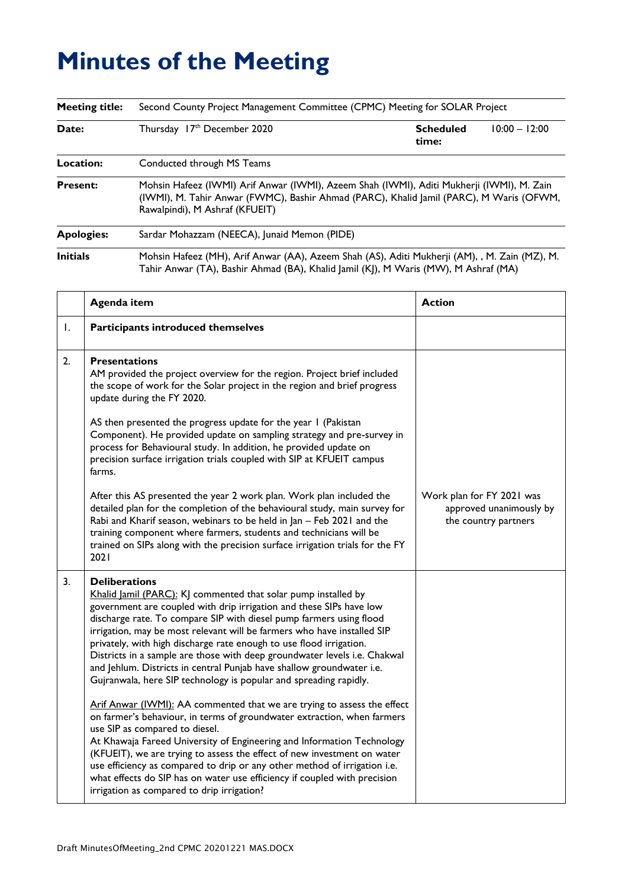# Minutes of the Meeting

| | | | |
|---|---|---|---|
| **Meeting title:** | Second County Project Management Committee (CPMC) Meeting for SOLAR Project | | |
| **Date:** | Thursday 17th December 2020 | **Scheduled time:** | 10:00 – 12:00 |
| **Location:** | Conducted through MS Teams | | |
| **Present:** | Mohsin Hafeez (IWMI) Arif Anwar (IWMI), Azeem Shah (IWMI), Aditi Mukherji (IWMI), M. Zain (IWMI), M. Tahir Anwar (FWMC), Bashir Ahmad (PARC), Khalid Jamil (PARC), M Waris (OFWM, Rawalpindi), M Ashraf (KFUEIT) | | |
| **Apologies:** | Sardar Mohazzam (NEECA), Junaid Memon (PIDE) | | |
| **Initials** | Mohsin Hafeez (MH), Arif Anwar (AA), Azeem Shah (AS), Aditi Mukherji (AM), , M. Zain (MZ), M. Tahir Anwar (TA), Bashir Ahmad (BA), Khalid Jamil (KJ), M Waris (MW), M Ashraf (MA) | | |

| | Agenda item | Action |
|---|---|---|
| 1. | **Participants introduced themselves** | |
| 2. | **Presentations**<br>AM provided the project overview for the region. Project brief included the scope of work for the Solar project in the region and brief progress update during the FY 2020.<br><br>AS then presented the progress update for the year 1 (Pakistan Component). He provided update on sampling strategy and pre-survey in process for Behavioural study. In addition, he provided update on precision surface irrigation trials coupled with SIP at KFUEIT campus farms.<br><br>After this AS presented the year 2 work plan. Work plan included the detailed plan for the completion of the behavioural study, main survey for Rabi and Kharif season, webinars to be held in Jan – Feb 2021 and the training component where farmers, students and technicians will be trained on SIPs along with the precision surface irrigation trials for the FY 2021 | Work plan for FY 2021 was approved unanimously by the country partners |
| 3. | **Deliberations**<br>Khalid Jamil (PARC): KJ commented that solar pump installed by government are coupled with drip irrigation and these SIPs have low discharge rate. To compare SIP with diesel pump farmers using flood irrigation, may be most relevant will be farmers who have installed SIP privately, with high discharge rate enough to use flood irrigation. Districts in a sample are those with deep groundwater levels i.e. Chakwal and Jehlum. Districts in central Punjab have shallow groundwater i.e. Gujranwala, here SIP technology is popular and spreading rapidly.<br><br>Arif Anwar (IWMI): AA commented that we are trying to assess the effect on farmer's behaviour, in terms of groundwater extraction, when farmers use SIP as compared to diesel.<br>At Khawaja Fareed University of Engineering and Information Technology (KFUEIT), we are trying to assess the effect of new investment on water use efficiency as compared to drip or any other method of irrigation i.e. what effects do SIP has on water use efficiency if coupled with precision irrigation as compared to drip irrigation? | |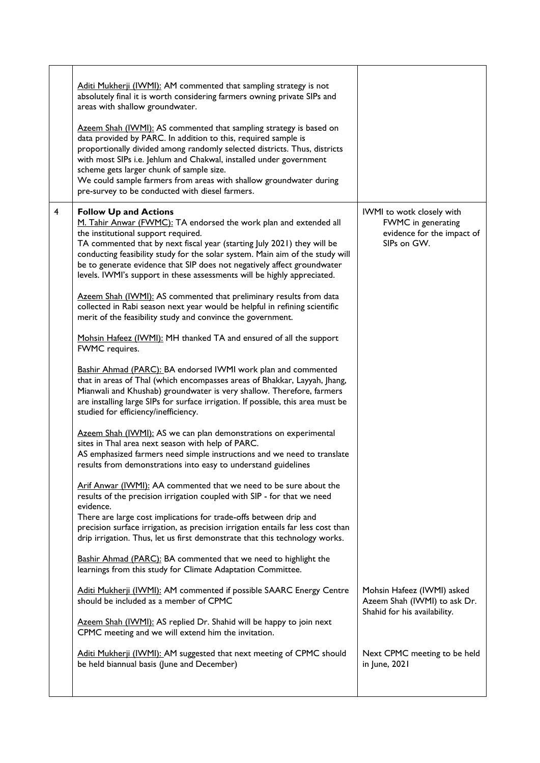| | | |
|---|---|---|
| | Aditi Mukherji (IWMI): AM commented that sampling strategy is not absolutely final it is worth considering farmers owning private SIPs and areas with shallow groundwater.<br><br>Azeem Shah (IWMI): AS commented that sampling strategy is based on data provided by PARC. In addition to this, required sample is proportionally divided among randomly selected districts. Thus, districts with most SIPs i.e. Jehlum and Chakwal, installed under government scheme gets larger chunk of sample size.<br>We could sample farmers from areas with shallow groundwater during pre-survey to be conducted with diesel farmers. | |
| 4 | **Follow Up and Actions**<br>M. Tahir Anwar (FWMC): TA endorsed the work plan and extended all the institutional support required.<br>TA commented that by next fiscal year (starting July 2021) they will be conducting feasibility study for the solar system. Main aim of the study will be to generate evidence that SIP does not negatively affect groundwater levels. IWMI's support in these assessments will be highly appreciated.<br><br>Azeem Shah (IWMI): AS commented that preliminary results from data collected in Rabi season next year would be helpful in refining scientific merit of the feasibility study and convince the government.<br><br>Mohsin Hafeez (IWMI): MH thanked TA and ensured of all the support FWMC requires.<br><br>Bashir Ahmad (PARC): BA endorsed IWMI work plan and commented that in areas of Thal (which encompasses areas of Bhakkar, Layyah, Jhang, Mianwali and Khushab) groundwater is very shallow. Therefore, farmers are installing large SIPs for surface irrigation. If possible, this area must be studied for efficiency/inefficiency.<br><br>Azeem Shah (IWMI): AS we can plan demonstrations on experimental sites in Thal area next season with help of PARC.<br>AS emphasized farmers need simple instructions and we need to translate results from demonstrations into easy to understand guidelines<br><br>Arif Anwar (IWMI): AA commented that we need to be sure about the results of the precision irrigation coupled with SIP - for that we need evidence.<br>There are large cost implications for trade-offs between drip and precision surface irrigation, as precision irrigation entails far less cost than drip irrigation. Thus, let us first demonstrate that this technology works.<br><br>Bashir Ahmad (PARC): BA commented that we need to highlight the learnings from this study for Climate Adaptation Committee.<br><br>Aditi Mukherji (IWMI): AM commented if possible SAARC Energy Centre should be included as a member of CPMC<br><br>Azeem Shah (IWMI): AS replied Dr. Shahid will be happy to join next CPMC meeting and we will extend him the invitation.<br><br>Aditi Mukherji (IWMI): AM suggested that next meeting of CPMC should be held biannual basis (June and December) | IWMI to wotk closely with FWMC in generating evidence for the impact of SIPs on GW.<br><br>Mohsin Hafeez (IWMI) asked Azeem Shah (IWMI) to ask Dr. Shahid for his availability.<br><br>Next CPMC meeting to be held in June, 2021 |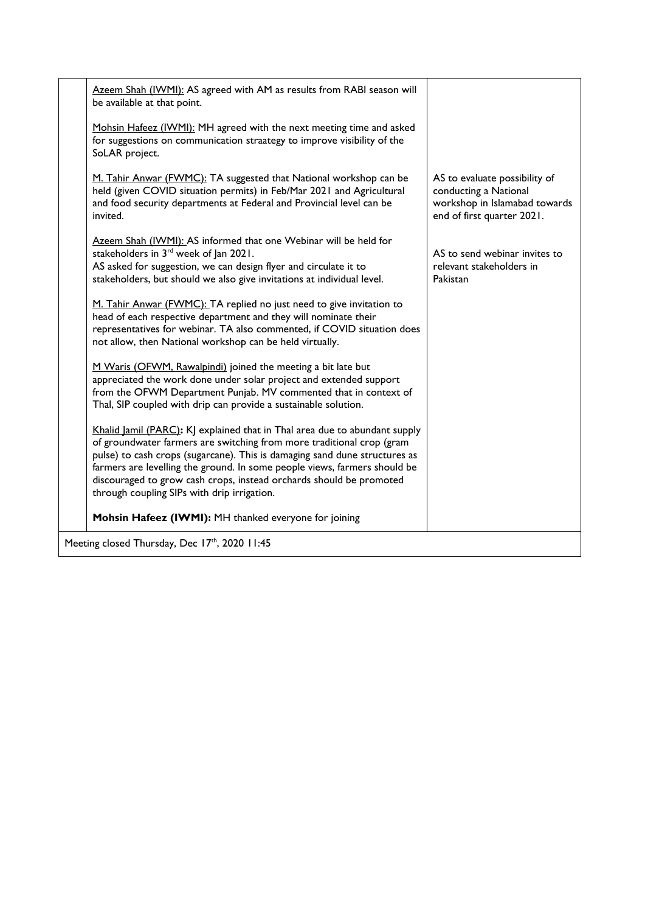| | | |
|---|---|---|
| | <u>Azeem Shah (IWMI):</u> AS agreed with AM as results from RABI season will be available at that point.<br><br><u>Mohsin Hafeez (IWMI):</u> MH agreed with the next meeting time and asked for suggestions on communication straategy to improve visibility of the SoLAR project.<br><br><u>M. Tahir Anwar (FWMC):</u> TA suggested that National workshop can be held (given COVID situation permits) in Feb/Mar 2021 and Agricultural and food security departments at Federal and Provincial level can be invited.<br><br><u>Azeem Shah (IWMI):</u> AS informed that one Webinar will be held for stakeholders in 3rd week of Jan 2021.<br>AS asked for suggestion, we can design flyer and circulate it to stakeholders, but should we also give invitations at individual level.<br><br><u>M. Tahir Anwar (FWMC):</u> TA replied no just need to give invitation to head of each respective department and they will nominate their representatives for webinar. TA also commented, if COVID situation does not allow, then National workshop can be held virtually.<br><br><u>M Waris (OFWM, Rawalpindi)</u> joined the meeting a bit late but appreciated the work done under solar project and extended support from the OFWM Department Punjab. MV commented that in context of Thal, SIP coupled with drip can provide a sustainable solution.<br><br><u>Khalid Jamil (PARC)</u>**:** KJ explained that in Thal area due to abundant supply of groundwater farmers are switching from more traditional crop (gram pulse) to cash crops (sugarcane). This is damaging sand dune structures as farmers are levelling the ground. In some people views, farmers should be discouraged to grow cash crops, instead orchards should be promoted through coupling SIPs with drip irrigation.<br><br>**Mohsin Hafeez (IWMI):** MH thanked everyone for joining | AS to evaluate possibility of conducting a National workshop in Islamabad towards end of first quarter 2021.<br><br>AS to send webinar invites to relevant stakeholders in Pakistan |
| Meeting closed Thursday, Dec 17th, 2020 11:45 | | |